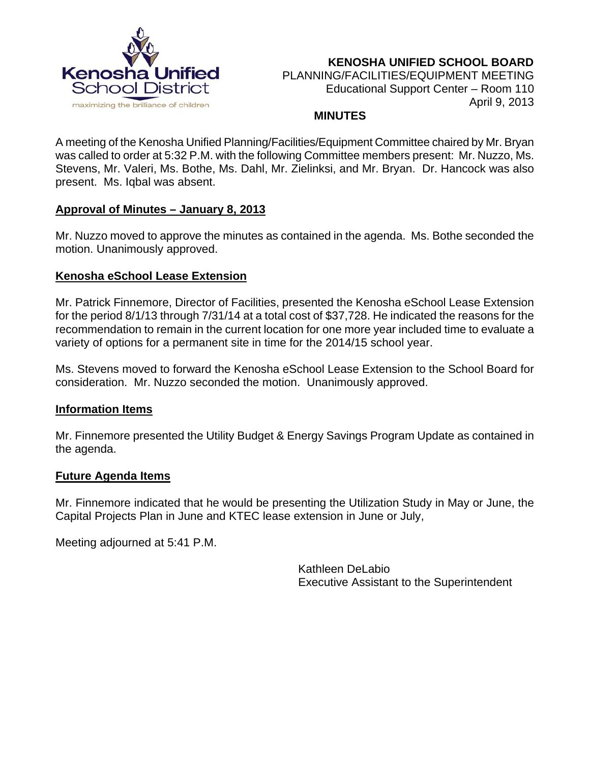**KENOSHA UNIFIED SCHOOL BOARD**
PLANNING/FACILITIES/EQUIPMENT MEETING
Educational Support Center – Room 110
April 9, 2013

**MINUTES**

A meeting of the Kenosha Unified Planning/Facilities/Equipment Committee chaired by Mr. Bryan was called to order at 5:32 P.M. with the following Committee members present: Mr. Nuzzo, Ms. Stevens, Mr. Valeri, Ms. Bothe, Ms. Dahl, Mr. Zielinksi, and Mr. Bryan. Dr. Hancock was also present. Ms. Iqbal was absent.

**Approval of Minutes – January 8, 2013**

Mr. Nuzzo moved to approve the minutes as contained in the agenda. Ms. Bothe seconded the motion. Unanimously approved.

**Kenosha eSchool Lease Extension**

Mr. Patrick Finnemore, Director of Facilities, presented the Kenosha eSchool Lease Extension for the period 8/1/13 through 7/31/14 at a total cost of $37,728. He indicated the reasons for the recommendation to remain in the current location for one more year included time to evaluate a variety of options for a permanent site in time for the 2014/15 school year.

Ms. Stevens moved to forward the Kenosha eSchool Lease Extension to the School Board for consideration. Mr. Nuzzo seconded the motion. Unanimously approved.

**Information Items**

Mr. Finnemore presented the Utility Budget & Energy Savings Program Update as contained in the agenda.

**Future Agenda Items**

Mr. Finnemore indicated that he would be presenting the Utilization Study in May or June, the Capital Projects Plan in June and KTEC lease extension in June or July,

Meeting adjourned at 5:41 P.M.

Kathleen DeLabio
Executive Assistant to the Superintendent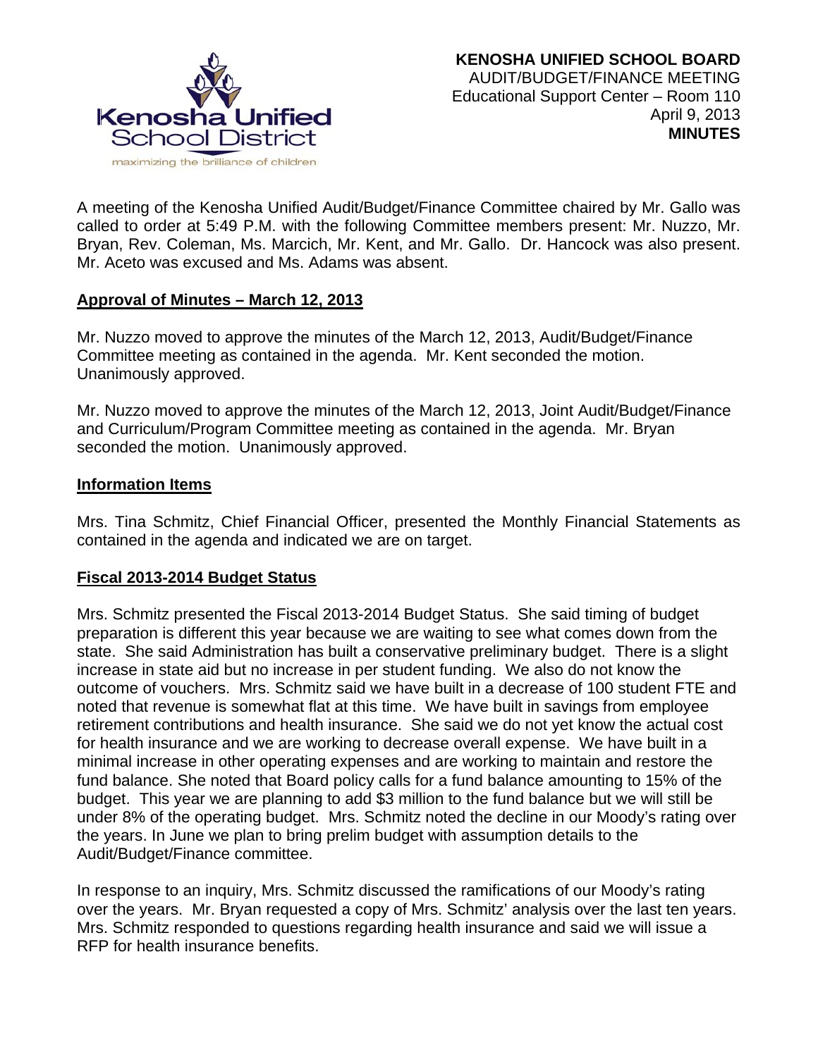**KENOSHA UNIFIED SCHOOL BOARD**
AUDIT/BUDGET/FINANCE MEETING
Educational Support Center – Room 110
April 9, 2013
**MINUTES**

A meeting of the Kenosha Unified Audit/Budget/Finance Committee chaired by Mr. Gallo was called to order at 5:49 P.M. with the following Committee members present: Mr. Nuzzo, Mr. Bryan, Rev. Coleman, Ms. Marcich, Mr. Kent, and Mr. Gallo. Dr. Hancock was also present. Mr. Aceto was excused and Ms. Adams was absent.

**Approval of Minutes – March 12, 2013**

Mr. Nuzzo moved to approve the minutes of the March 12, 2013, Audit/Budget/Finance Committee meeting as contained in the agenda. Mr. Kent seconded the motion. Unanimously approved.

Mr. Nuzzo moved to approve the minutes of the March 12, 2013, Joint Audit/Budget/Finance and Curriculum/Program Committee meeting as contained in the agenda. Mr. Bryan seconded the motion. Unanimously approved.

**Information Items**

Mrs. Tina Schmitz, Chief Financial Officer, presented the Monthly Financial Statements as contained in the agenda and indicated we are on target.

**Fiscal 2013-2014 Budget Status**

Mrs. Schmitz presented the Fiscal 2013-2014 Budget Status. She said timing of budget preparation is different this year because we are waiting to see what comes down from the state. She said Administration has built a conservative preliminary budget. There is a slight increase in state aid but no increase in per student funding. We also do not know the outcome of vouchers. Mrs. Schmitz said we have built in a decrease of 100 student FTE and noted that revenue is somewhat flat at this time. We have built in savings from employee retirement contributions and health insurance. She said we do not yet know the actual cost for health insurance and we are working to decrease overall expense. We have built in a minimal increase in other operating expenses and are working to maintain and restore the fund balance. She noted that Board policy calls for a fund balance amounting to 15% of the budget. This year we are planning to add $3 million to the fund balance but we will still be under 8% of the operating budget. Mrs. Schmitz noted the decline in our Moody's rating over the years. In June we plan to bring prelim budget with assumption details to the Audit/Budget/Finance committee.

In response to an inquiry, Mrs. Schmitz discussed the ramifications of our Moody's rating over the years. Mr. Bryan requested a copy of Mrs. Schmitz' analysis over the last ten years. Mrs. Schmitz responded to questions regarding health insurance and said we will issue a RFP for health insurance benefits.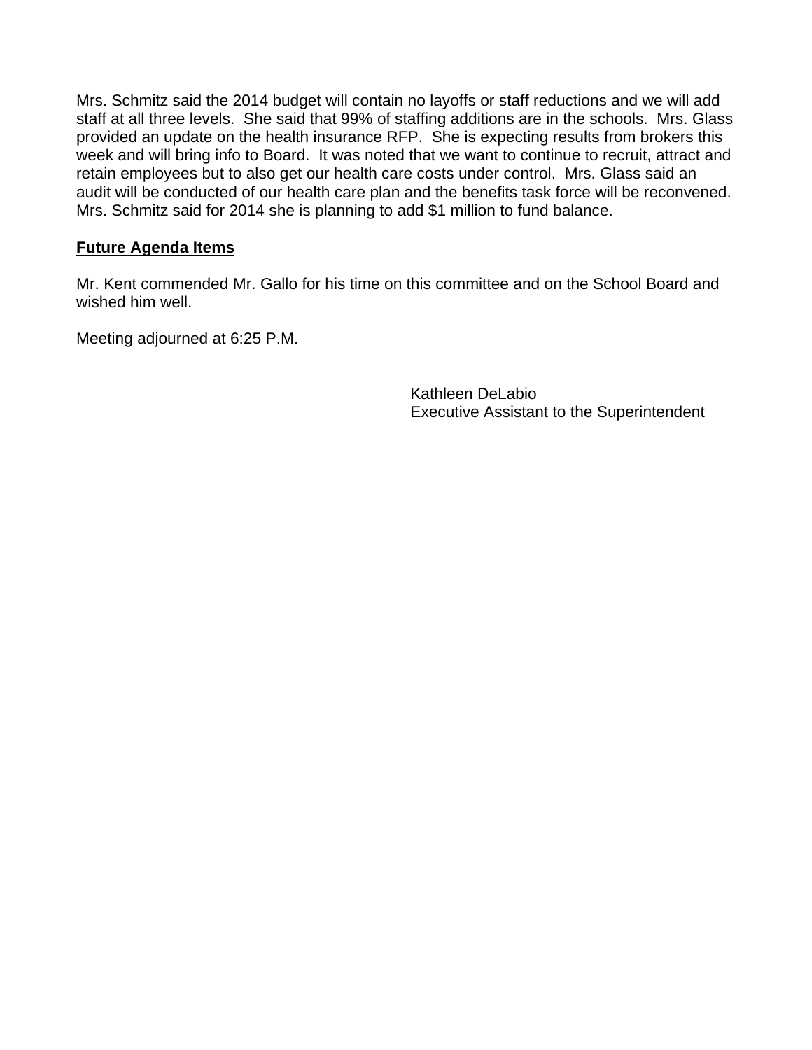Mrs. Schmitz said the 2014 budget will contain no layoffs or staff reductions and we will add staff at all three levels. She said that 99% of staffing additions are in the schools. Mrs. Glass provided an update on the health insurance RFP. She is expecting results from brokers this week and will bring info to Board. It was noted that we want to continue to recruit, attract and retain employees but to also get our health care costs under control. Mrs. Glass said an audit will be conducted of our health care plan and the benefits task force will be reconvened. Mrs. Schmitz said for 2014 she is planning to add $1 million to fund balance.

**Future Agenda Items**

Mr. Kent commended Mr. Gallo for his time on this committee and on the School Board and wished him well.

Meeting adjourned at 6:25 P.M.

Kathleen DeLabio
Executive Assistant to the Superintendent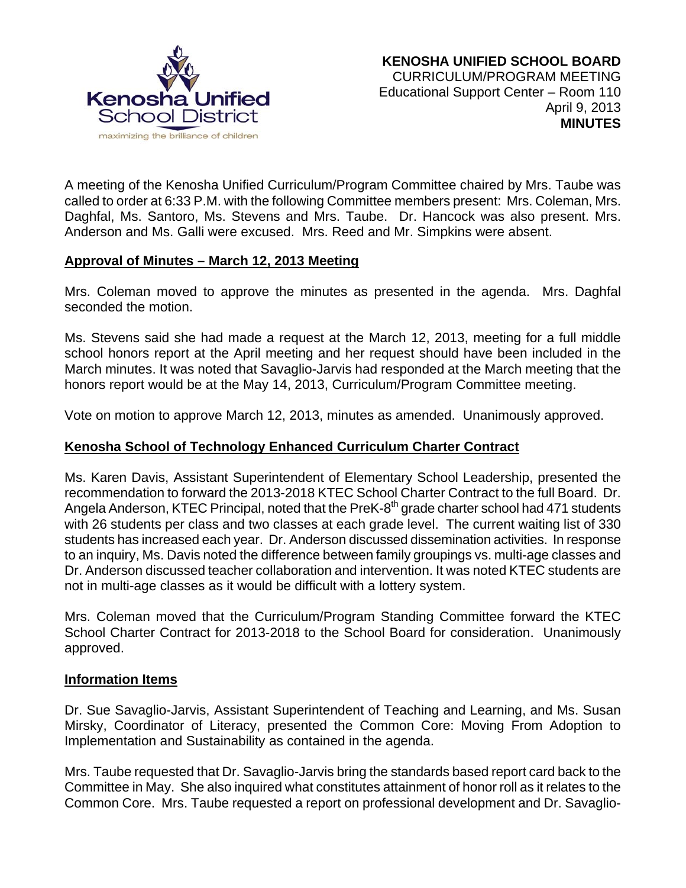**KENOSHA UNIFIED SCHOOL BOARD**
CURRICULUM/PROGRAM MEETING
Educational Support Center – Room 110
April 9, 2013
**MINUTES**

A meeting of the Kenosha Unified Curriculum/Program Committee chaired by Mrs. Taube was called to order at 6:33 P.M. with the following Committee members present: Mrs. Coleman, Mrs. Daghfal, Ms. Santoro, Ms. Stevens and Mrs. Taube. Dr. Hancock was also present. Mrs. Anderson and Ms. Galli were excused. Mrs. Reed and Mr. Simpkins were absent.

**Approval of Minutes – March 12, 2013 Meeting**

Mrs. Coleman moved to approve the minutes as presented in the agenda. Mrs. Daghfal seconded the motion.

Ms. Stevens said she had made a request at the March 12, 2013, meeting for a full middle school honors report at the April meeting and her request should have been included in the March minutes. It was noted that Savaglio-Jarvis had responded at the March meeting that the honors report would be at the May 14, 2013, Curriculum/Program Committee meeting.

Vote on motion to approve March 12, 2013, minutes as amended. Unanimously approved.

**Kenosha School of Technology Enhanced Curriculum Charter Contract**

Ms. Karen Davis, Assistant Superintendent of Elementary School Leadership, presented the recommendation to forward the 2013-2018 KTEC School Charter Contract to the full Board. Dr. Angela Anderson, KTEC Principal, noted that the PreK-8th grade charter school had 471 students with 26 students per class and two classes at each grade level. The current waiting list of 330 students has increased each year. Dr. Anderson discussed dissemination activities. In response to an inquiry, Ms. Davis noted the difference between family groupings vs. multi-age classes and Dr. Anderson discussed teacher collaboration and intervention. It was noted KTEC students are not in multi-age classes as it would be difficult with a lottery system.

Mrs. Coleman moved that the Curriculum/Program Standing Committee forward the KTEC School Charter Contract for 2013-2018 to the School Board for consideration. Unanimously approved.

**Information Items**

Dr. Sue Savaglio-Jarvis, Assistant Superintendent of Teaching and Learning, and Ms. Susan Mirsky, Coordinator of Literacy, presented the Common Core: Moving From Adoption to Implementation and Sustainability as contained in the agenda.

Mrs. Taube requested that Dr. Savaglio-Jarvis bring the standards based report card back to the Committee in May. She also inquired what constitutes attainment of honor roll as it relates to the Common Core. Mrs. Taube requested a report on professional development and Dr. Savaglio-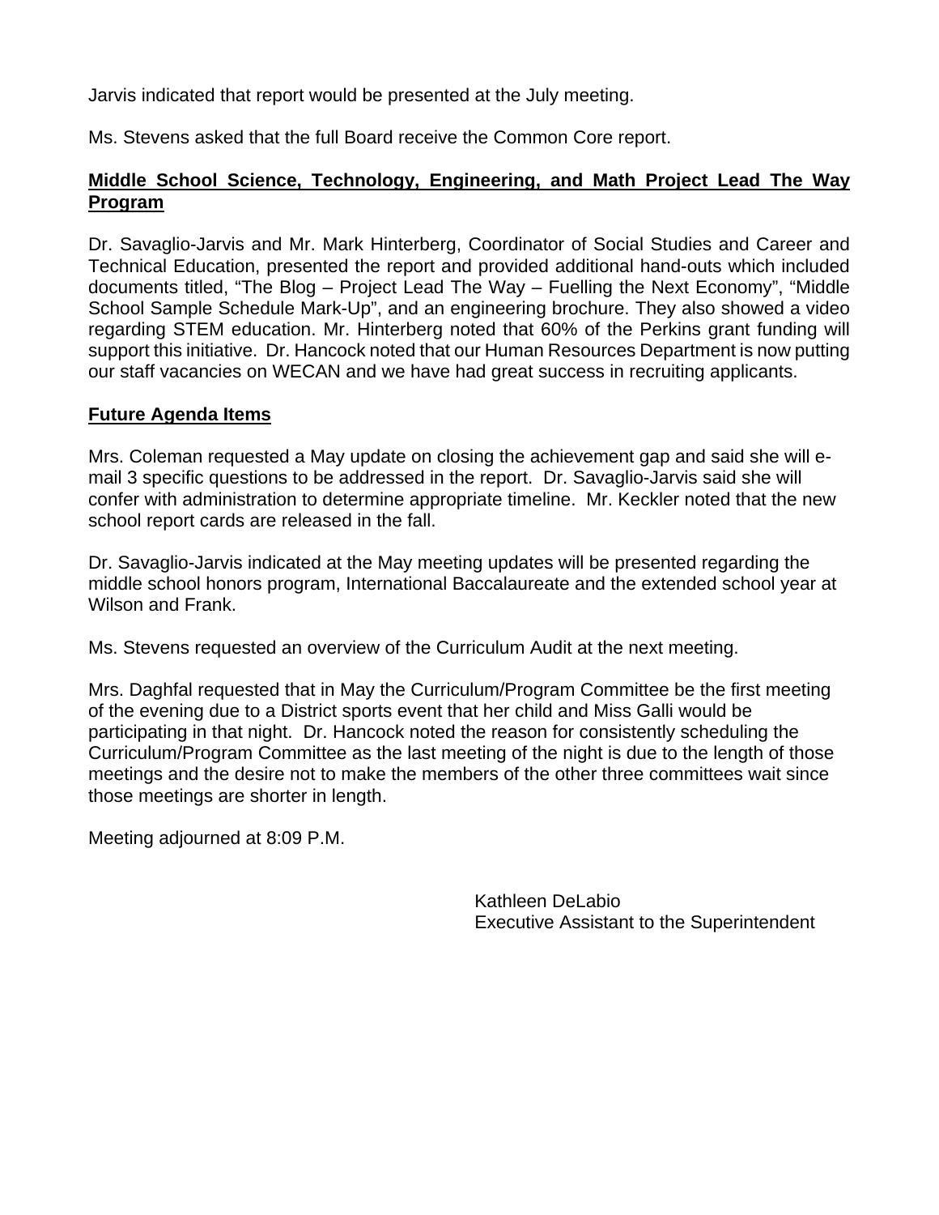Jarvis indicated that report would be presented at the July meeting.

Ms. Stevens asked that the full Board receive the Common Core report.

**Middle School Science, Technology, Engineering, and Math Project Lead The Way Program**

Dr. Savaglio-Jarvis and Mr. Mark Hinterberg, Coordinator of Social Studies and Career and Technical Education, presented the report and provided additional hand-outs which included documents titled, "The Blog – Project Lead The Way – Fuelling the Next Economy", "Middle School Sample Schedule Mark-Up", and an engineering brochure. They also showed a video regarding STEM education. Mr. Hinterberg noted that 60% of the Perkins grant funding will support this initiative. Dr. Hancock noted that our Human Resources Department is now putting our staff vacancies on WECAN and we have had great success in recruiting applicants.

**Future Agenda Items**

Mrs. Coleman requested a May update on closing the achievement gap and said she will e-mail 3 specific questions to be addressed in the report. Dr. Savaglio-Jarvis said she will confer with administration to determine appropriate timeline. Mr. Keckler noted that the new school report cards are released in the fall.

Dr. Savaglio-Jarvis indicated at the May meeting updates will be presented regarding the middle school honors program, International Baccalaureate and the extended school year at Wilson and Frank.

Ms. Stevens requested an overview of the Curriculum Audit at the next meeting.

Mrs. Daghfal requested that in May the Curriculum/Program Committee be the first meeting of the evening due to a District sports event that her child and Miss Galli would be participating in that night. Dr. Hancock noted the reason for consistently scheduling the Curriculum/Program Committee as the last meeting of the night is due to the length of those meetings and the desire not to make the members of the other three committees wait since those meetings are shorter in length.

Meeting adjourned at 8:09 P.M.

Kathleen DeLabio
Executive Assistant to the Superintendent